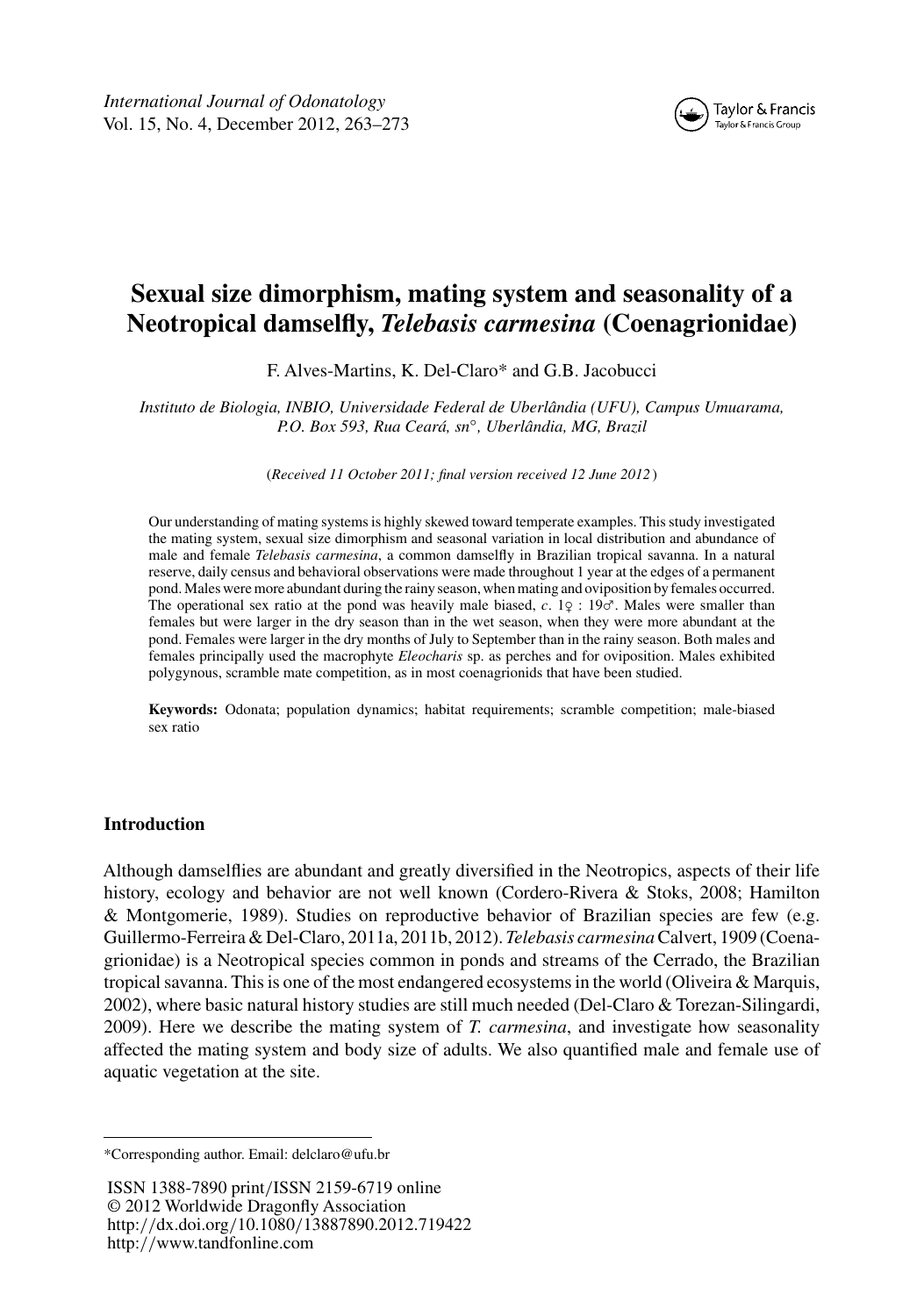# Sexual size dimorphism, mating system and seasonality of a Neotropical damselfly, *Telebasis carmesina* (Coenagrionidae)

F. Alves-Martins, K. Del-Claro* and G.B. Jacobucci

*Instituto de Biologia, INBIO, Universidade Federal de Uberlândia (UFU), Campus Umuarama, P.O. Box 593, Rua Ceará, sn°, Uberlândia, MG, Brazil*

(*Received 11 October 2011; final version received 12 June 2012*)

Our understanding of mating systems is highly skewed toward temperate examples. This study investigated the mating system, sexual size dimorphism and seasonal variation in local distribution and abundance of male and female *Telebasis carmesina*, a common damselfly in Brazilian tropical savanna. In a natural reserve, daily census and behavioral observations were made throughout 1 year at the edges of a permanent pond. Males were more abundant during the rainy season, when mating and oviposition by females occurred. The operational sex ratio at the pond was heavily male biased, *c*. 1♀ : 19♂. Males were smaller than females but were larger in the dry season than in the wet season, when they were more abundant at the pond. Females were larger in the dry months of July to September than in the rainy season. Both males and females principally used the macrophyte *Eleocharis* sp. as perches and for oviposition. Males exhibited polygynous, scramble mate competition, as in most coenagrionids that have been studied.

**Keywords:** Odonata; population dynamics; habitat requirements; scramble competition; male-biased sex ratio

## Introduction

Although damselflies are abundant and greatly diversified in the Neotropics, aspects of their life history, ecology and behavior are not well known (Cordero-Rivera & Stoks, 2008; Hamilton & Montgomerie, 1989). Studies on reproductive behavior of Brazilian species are few (e.g. Guillermo-Ferreira & Del-Claro, 2011a, 2011b, 2012). *Telebasis carmesina* Calvert, 1909 (Coenagrionidae) is a Neotropical species common in ponds and streams of the Cerrado, the Brazilian tropical savanna. This is one of the most endangered ecosystems in the world (Oliveira & Marquis, 2002), where basic natural history studies are still much needed (Del-Claro & Torezan-Silingardi, 2009). Here we describe the mating system of *T. carmesina*, and investigate how seasonality affected the mating system and body size of adults. We also quantified male and female use of aquatic vegetation at the site.

---

*Corresponding author. Email: delclaro@ufu.br

ISSN 1388-7890 print/ISSN 2159-6719 online
© 2012 Worldwide Dragonfly Association
http://dx.doi.org/10.1080/13887890.2012.719422
http://www.tandfonline.com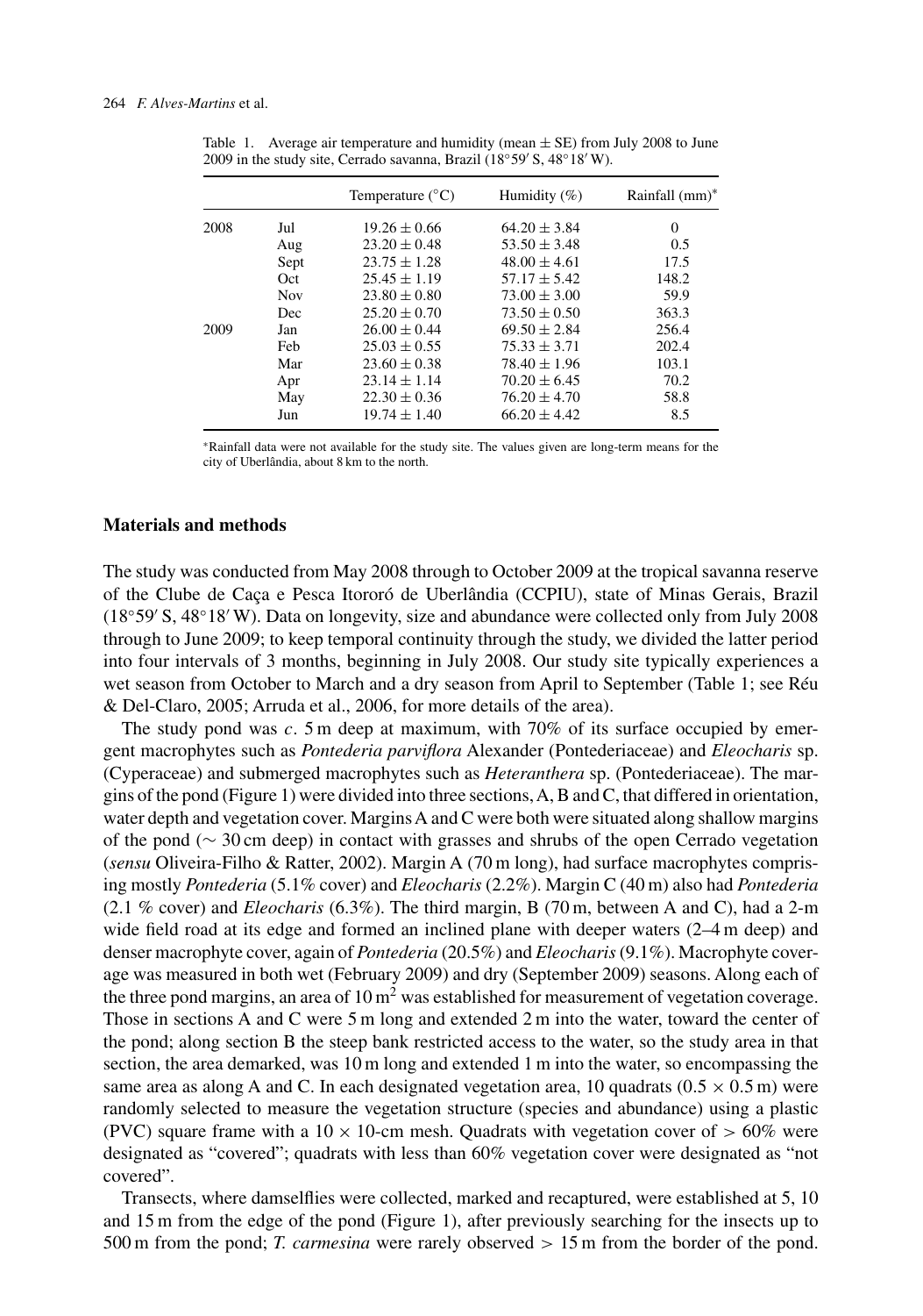Table 1. Average air temperature and humidity (mean ± SE) from July 2008 to June 2009 in the study site, Cerrado savanna, Brazil (18°59′ S, 48°18′ W).

| | | Temperature (°C) | Humidity (%) | Rainfall (mm)* |
|---|---|---|---|---|
| 2008 | Jul | 19.26 ± 0.66 | 64.20 ± 3.84 | 0 |
| | Aug | 23.20 ± 0.48 | 53.50 ± 3.48 | 0.5 |
| | Sept | 23.75 ± 1.28 | 48.00 ± 4.61 | 17.5 |
| | Oct | 25.45 ± 1.19 | 57.17 ± 5.42 | 148.2 |
| | Nov | 23.80 ± 0.80 | 73.00 ± 3.00 | 59.9 |
| | Dec | 25.20 ± 0.70 | 73.50 ± 0.50 | 363.3 |
| 2009 | Jan | 26.00 ± 0.44 | 69.50 ± 2.84 | 256.4 |
| | Feb | 25.03 ± 0.55 | 75.33 ± 3.71 | 202.4 |
| | Mar | 23.60 ± 0.38 | 78.40 ± 1.96 | 103.1 |
| | Apr | 23.14 ± 1.14 | 70.20 ± 6.45 | 70.2 |
| | May | 22.30 ± 0.36 | 76.20 ± 4.70 | 58.8 |
| | Jun | 19.74 ± 1.40 | 66.20 ± 4.42 | 8.5 |

*Rainfall data were not available for the study site. The values given are long-term means for the city of Uberlândia, about 8 km to the north.

## Materials and methods

The study was conducted from May 2008 through to October 2009 at the tropical savanna reserve of the Clube de Caça e Pesca Itororó de Uberlândia (CCPIU), state of Minas Gerais, Brazil (18°59′ S, 48°18′ W). Data on longevity, size and abundance were collected only from July 2008 through to June 2009; to keep temporal continuity through the study, we divided the latter period into four intervals of 3 months, beginning in July 2008. Our study site typically experiences a wet season from October to March and a dry season from April to September (Table 1; see Réu & Del-Claro, 2005; Arruda et al., 2006, for more details of the area).

The study pond was *c*. 5 m deep at maximum, with 70% of its surface occupied by emergent macrophytes such as *Pontederia parviflora* Alexander (Pontederiaceae) and *Eleocharis* sp. (Cyperaceae) and submerged macrophytes such as *Heteranthera* sp. (Pontederiaceae). The margins of the pond (Figure 1) were divided into three sections, A, B and C, that differed in orientation, water depth and vegetation cover. Margins A and C were both were situated along shallow margins of the pond (∼ 30 cm deep) in contact with grasses and shrubs of the open Cerrado vegetation (*sensu* Oliveira-Filho & Ratter, 2002). Margin A (70 m long), had surface macrophytes comprising mostly *Pontederia* (5.1% cover) and *Eleocharis* (2.2%). Margin C (40 m) also had *Pontederia* (2.1 % cover) and *Eleocharis* (6.3%). The third margin, B (70 m, between A and C), had a 2-m wide field road at its edge and formed an inclined plane with deeper waters (2–4 m deep) and denser macrophyte cover, again of *Pontederia* (20.5%) and *Eleocharis* (9.1%). Macrophyte coverage was measured in both wet (February 2009) and dry (September 2009) seasons. Along each of the three pond margins, an area of 10 m$^2$ was established for measurement of vegetation coverage. Those in sections A and C were 5 m long and extended 2 m into the water, toward the center of the pond; along section B the steep bank restricted access to the water, so the study area in that section, the area demarked, was 10 m long and extended 1 m into the water, so encompassing the same area as along A and C. In each designated vegetation area, 10 quadrats (0.5 × 0.5 m) were randomly selected to measure the vegetation structure (species and abundance) using a plastic (PVC) square frame with a 10 × 10-cm mesh. Quadrats with vegetation cover of > 60% were designated as "covered"; quadrats with less than 60% vegetation cover were designated as "not covered".

Transects, where damselflies were collected, marked and recaptured, were established at 5, 10 and 15 m from the edge of the pond (Figure 1), after previously searching for the insects up to 500 m from the pond; *T. carmesina* were rarely observed > 15 m from the border of the pond.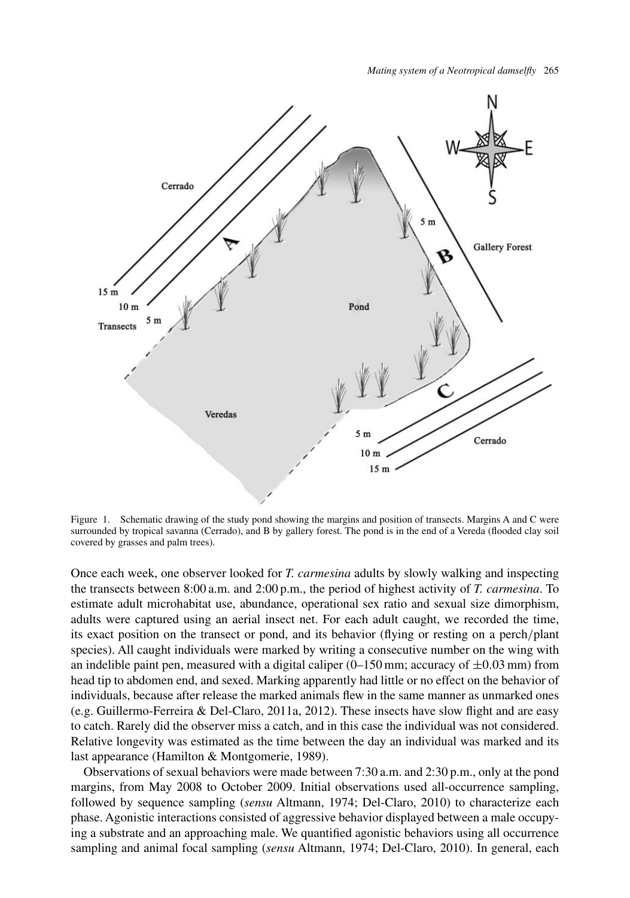Figure 1. Schematic drawing of the study pond showing the margins and position of transects. Margins A and C were surrounded by tropical savanna (Cerrado), and B by gallery forest. The pond is in the end of a Vereda (flooded clay soil covered by grasses and palm trees).

Once each week, one observer looked for *T. carmesina* adults by slowly walking and inspecting the transects between 8:00 a.m. and 2:00 p.m., the period of highest activity of *T. carmesina*. To estimate adult microhabitat use, abundance, operational sex ratio and sexual size dimorphism, adults were captured using an aerial insect net. For each adult caught, we recorded the time, its exact position on the transect or pond, and its behavior (flying or resting on a perch/plant species). All caught individuals were marked by writing a consecutive number on the wing with an indelible paint pen, measured with a digital caliper (0–150 mm; accuracy of ±0.03 mm) from head tip to abdomen end, and sexed. Marking apparently had little or no effect on the behavior of individuals, because after release the marked animals flew in the same manner as unmarked ones (e.g. Guillermo-Ferreira & Del-Claro, 2011a, 2012). These insects have slow flight and are easy to catch. Rarely did the observer miss a catch, and in this case the individual was not considered. Relative longevity was estimated as the time between the day an individual was marked and its last appearance (Hamilton & Montgomerie, 1989).

Observations of sexual behaviors were made between 7:30 a.m. and 2:30 p.m., only at the pond margins, from May 2008 to October 2009. Initial observations used all-occurrence sampling, followed by sequence sampling (*sensu* Altmann, 1974; Del-Claro, 2010) to characterize each phase. Agonistic interactions consisted of aggressive behavior displayed between a male occupying a substrate and an approaching male. We quantified agonistic behaviors using all occurrence sampling and animal focal sampling (*sensu* Altmann, 1974; Del-Claro, 2010). In general, each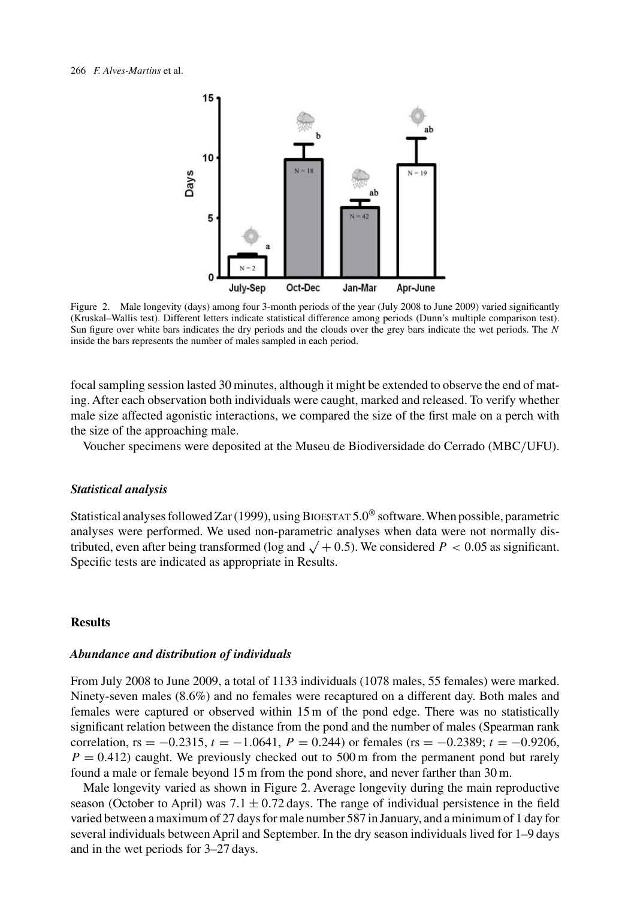Figure 2. Male longevity (days) among four 3-month periods of the year (July 2008 to June 2009) varied significantly (Kruskal–Wallis test). Different letters indicate statistical difference among periods (Dunn's multiple comparison test). Sun figure over white bars indicates the dry periods and the clouds over the grey bars indicate the wet periods. The *N* inside the bars represents the number of males sampled in each period.

focal sampling session lasted 30 minutes, although it might be extended to observe the end of mating. After each observation both individuals were caught, marked and released. To verify whether male size affected agonistic interactions, we compared the size of the first male on a perch with the size of the approaching male.

Voucher specimens were deposited at the Museu de Biodiversidade do Cerrado (MBC/UFU).

### *Statistical analysis*

Statistical analyses followed Zar (1999), using BIOESTAT 5.0® software. When possible, parametric analyses were performed. We used non-parametric analyses when data were not normally distributed, even after being transformed (log and $\sqrt{} + 0.5$). We considered $P < 0.05$ as significant. Specific tests are indicated as appropriate in Results.

## Results

### *Abundance and distribution of individuals*

From July 2008 to June 2009, a total of 1133 individuals (1078 males, 55 females) were marked. Ninety-seven males (8.6%) and no females were recaptured on a different day. Both males and females were captured or observed within 15 m of the pond edge. There was no statistically significant relation between the distance from the pond and the number of males (Spearman rank correlation, $rs = -0.2315$, $t = -1.0641$, $P = 0.244$) or females ($rs = -0.2389$; $t = -0.9206$, $P = 0.412$) caught. We previously checked out to 500 m from the permanent pond but rarely found a male or female beyond 15 m from the pond shore, and never farther than 30 m.

Male longevity varied as shown in Figure 2. Average longevity during the main reproductive season (October to April) was $7.1 \pm 0.72$ days. The range of individual persistence in the field varied between a maximum of 27 days for male number 587 in January, and a minimum of 1 day for several individuals between April and September. In the dry season individuals lived for 1–9 days and in the wet periods for 3–27 days.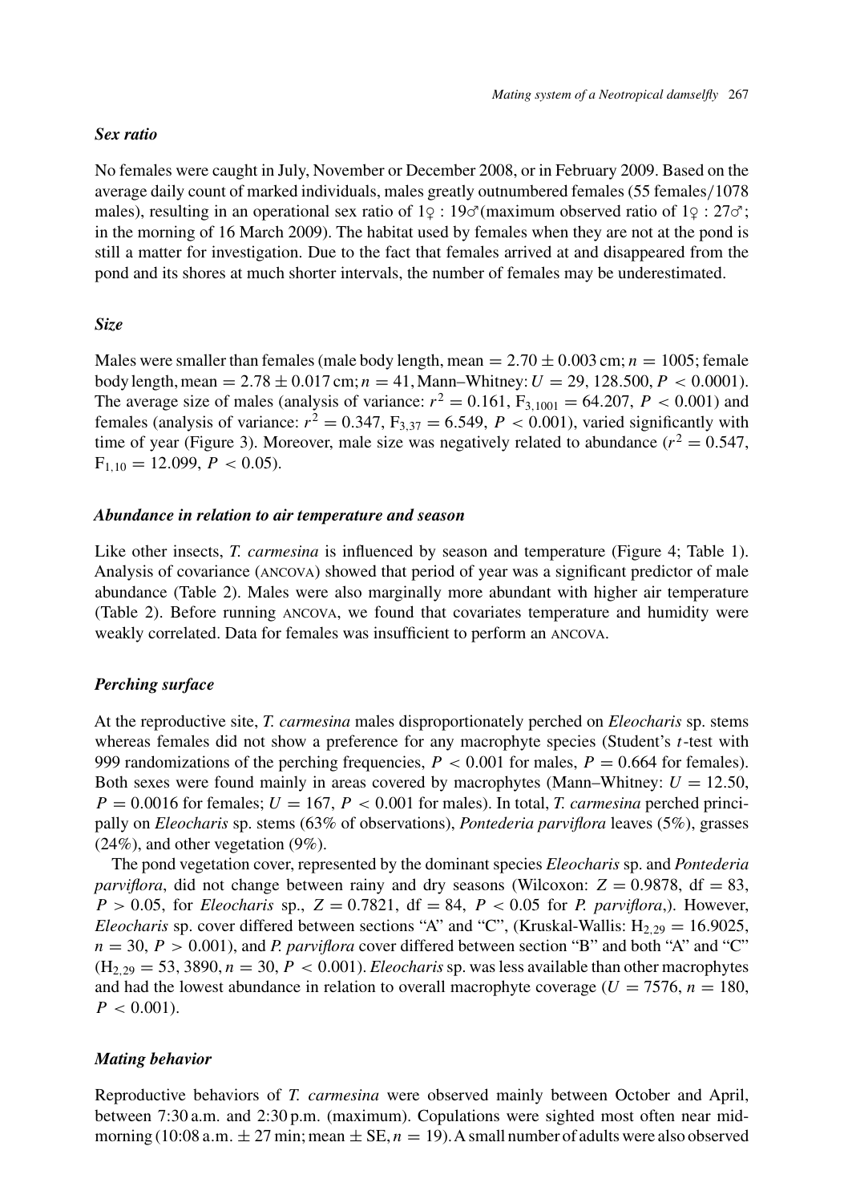### *Sex ratio*

No females were caught in July, November or December 2008, or in February 2009. Based on the average daily count of marked individuals, males greatly outnumbered females (55 females/1078 males), resulting in an operational sex ratio of 1♀ : 19♂(maximum observed ratio of 1♀ : 27♂; in the morning of 16 March 2009). The habitat used by females when they are not at the pond is still a matter for investigation. Due to the fact that females arrived at and disappeared from the pond and its shores at much shorter intervals, the number of females may be underestimated.

### *Size*

Males were smaller than females (male body length, mean $= 2.70 \pm 0.003$ cm; $n = 1005$; female body length, mean $= 2.78 \pm 0.017$ cm; $n = 41$, Mann–Whitney: $U = 29, 128.500$, $P < 0.0001$). The average size of males (analysis of variance: $r^2 = 0.161$, $F_{3,1001} = 64.207$, $P < 0.001$) and females (analysis of variance: $r^2 = 0.347$, $F_{3,37} = 6.549$, $P < 0.001$), varied significantly with time of year (Figure 3). Moreover, male size was negatively related to abundance ($r^2 = 0.547$, $F_{1,10} = 12.099$, $P < 0.05$).

### *Abundance in relation to air temperature and season*

Like other insects, *T. carmesina* is influenced by season and temperature (Figure 4; Table 1). Analysis of covariance (ANCOVA) showed that period of year was a significant predictor of male abundance (Table 2). Males were also marginally more abundant with higher air temperature (Table 2). Before running ANCOVA, we found that covariates temperature and humidity were weakly correlated. Data for females was insufficient to perform an ANCOVA.

### *Perching surface*

At the reproductive site, *T. carmesina* males disproportionately perched on *Eleocharis* sp. stems whereas females did not show a preference for any macrophyte species (Student's $t$-test with 999 randomizations of the perching frequencies, $P < 0.001$ for males, $P = 0.664$ for females). Both sexes were found mainly in areas covered by macrophytes (Mann–Whitney: $U = 12.50$, $P = 0.0016$ for females; $U = 167$, $P < 0.001$ for males). In total, *T. carmesina* perched principally on *Eleocharis* sp. stems (63% of observations), *Pontederia parviflora* leaves (5%), grasses (24%), and other vegetation (9%).

The pond vegetation cover, represented by the dominant species *Eleocharis* sp. and *Pontederia parviflora*, did not change between rainy and dry seasons (Wilcoxon: $Z = 0.9878$, df $= 83$, $P > 0.05$, for *Eleocharis* sp., $Z = 0.7821$, df $= 84$, $P < 0.05$ for *P. parviflora*,). However, *Eleocharis* sp. cover differed between sections "A" and "C", (Kruskal-Wallis: $H_{2,29} = 16.9025$, $n = 30$, $P > 0.001$), and *P. parviflora* cover differed between section "B" and both "A" and "C" ($H_{2,29} = 53, 3890$, $n = 30$, $P < 0.001$). *Eleocharis* sp. was less available than other macrophytes and had the lowest abundance in relation to overall macrophyte coverage ($U = 7576$, $n = 180$, $P < 0.001$).

### *Mating behavior*

Reproductive behaviors of *T. carmesina* were observed mainly between October and April, between 7:30 a.m. and 2:30 p.m. (maximum). Copulations were sighted most often near mid-morning (10:08 a.m. $\pm$ 27 min; mean $\pm$ SE, $n = 19$). A small number of adults were also observed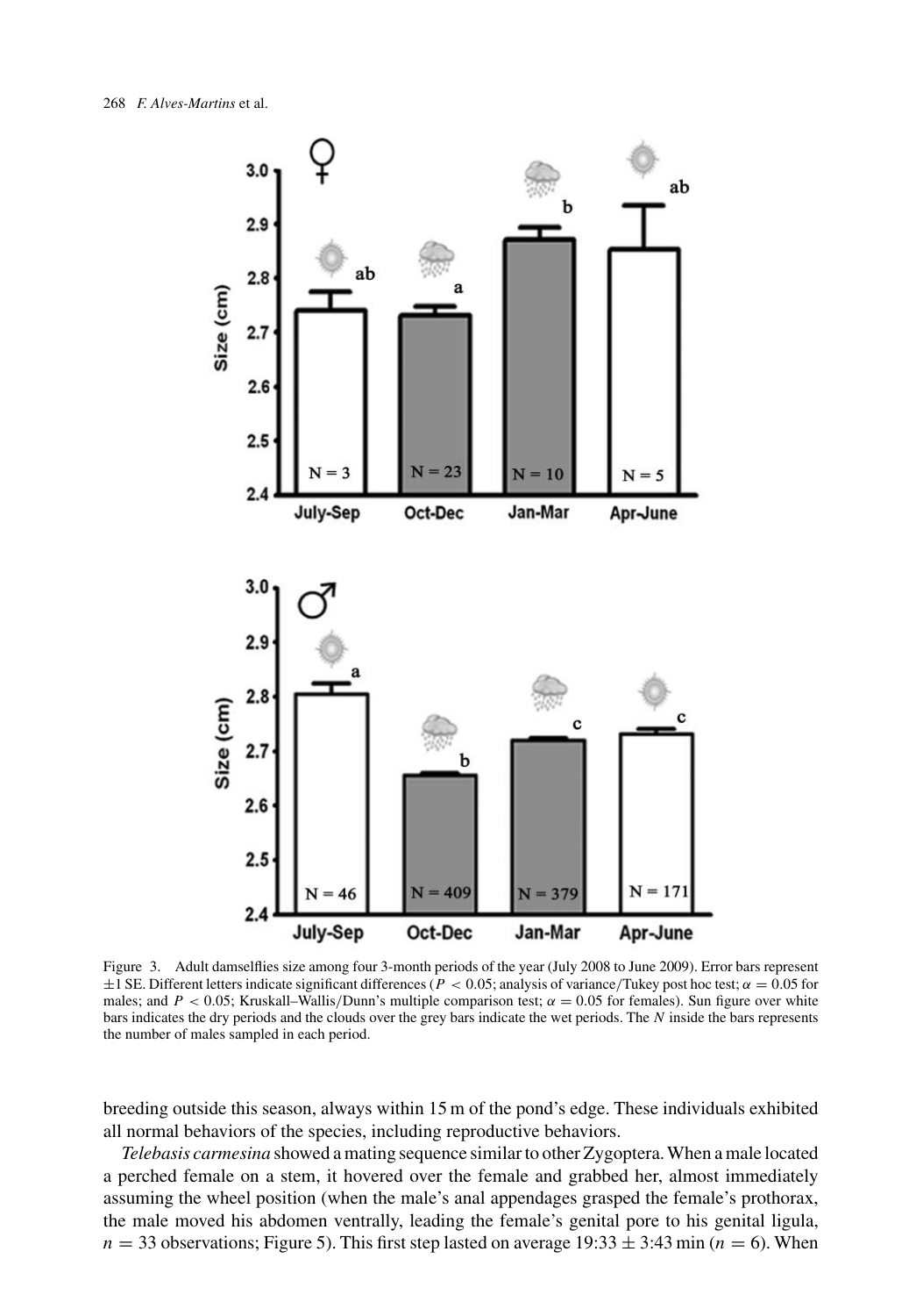Figure 3. Adult damselflies size among four 3-month periods of the year (July 2008 to June 2009). Error bars represent ±1 SE. Different letters indicate significant differences ($P < 0.05$; analysis of variance/Tukey post hoc test; $\alpha = 0.05$ for males; and $P < 0.05$; Kruskall–Wallis/Dunn's multiple comparison test; $\alpha = 0.05$ for females). Sun figure over white bars indicates the dry periods and the clouds over the grey bars indicate the wet periods. The *N* inside the bars represents the number of males sampled in each period.

breeding outside this season, always within 15 m of the pond's edge. These individuals exhibited all normal behaviors of the species, including reproductive behaviors.

*Telebasis carmesina* showed a mating sequence similar to other Zygoptera. When a male located a perched female on a stem, it hovered over the female and grabbed her, almost immediately assuming the wheel position (when the male's anal appendages grasped the female's prothorax, the male moved his abdomen ventrally, leading the female's genital pore to his genital ligula, $n = 33$ observations; Figure 5). This first step lasted on average 19:33 ± 3:43 min ($n = 6$). When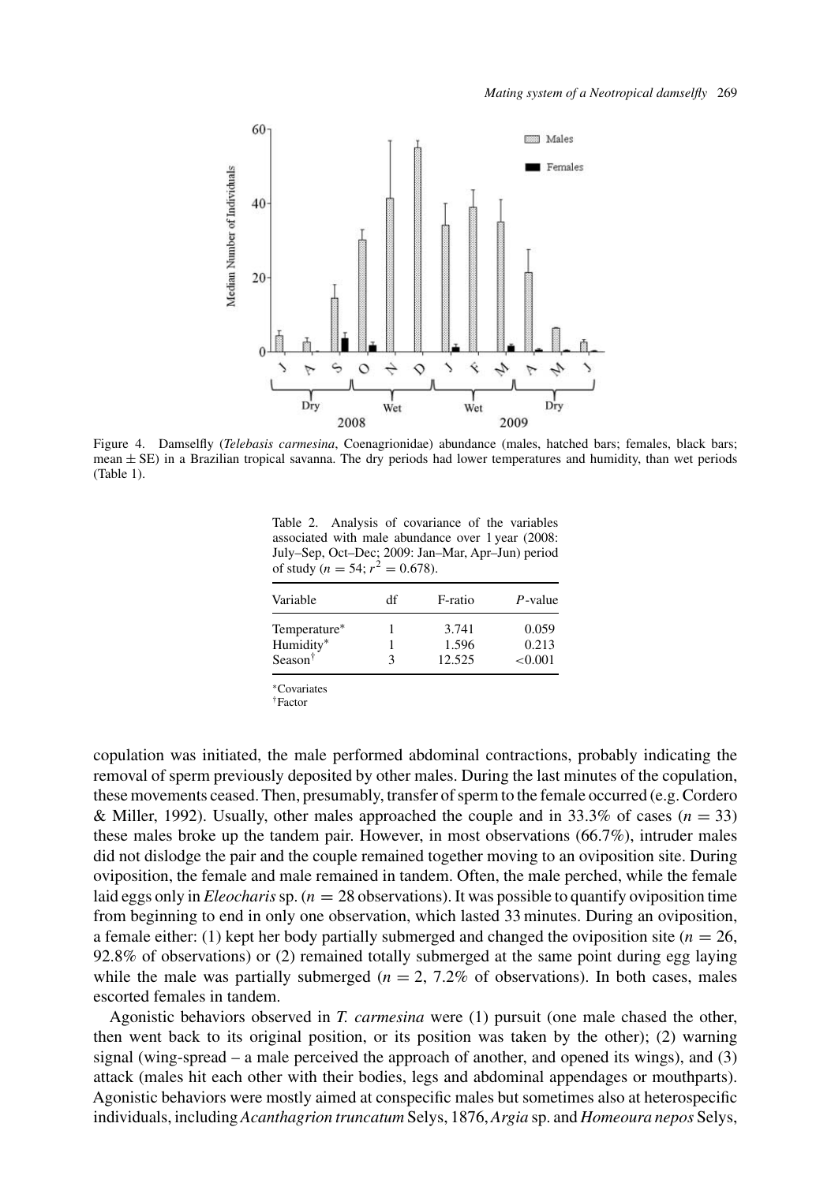Figure 4. Damselfly (*Telebasis carmesina*, Coenagrionidae) abundance (males, hatched bars; females, black bars; mean ± SE) in a Brazilian tropical savanna. The dry periods had lower temperatures and humidity, than wet periods (Table 1).

Table 2. Analysis of covariance of the variables associated with male abundance over 1 year (2008: July–Sep, Oct–Dec; 2009: Jan–Mar, Apr–Jun) period of study ($n = 54$; $r^2 = 0.678$).

| Variable | df | F-ratio | *P*-value |
|---|---|---|---|
| Temperature* | 1 | 3.741 | 0.059 |
| Humidity* | 1 | 1.596 | 0.213 |
| Season[†] | 3 | 12.525 | <0.001 |

*Covariates
[†]Factor

copulation was initiated, the male performed abdominal contractions, probably indicating the removal of sperm previously deposited by other males. During the last minutes of the copulation, these movements ceased. Then, presumably, transfer of sperm to the female occurred (e.g. Cordero & Miller, 1992). Usually, other males approached the couple and in 33.3% of cases ($n = 33$) these males broke up the tandem pair. However, in most observations (66.7%), intruder males did not dislodge the pair and the couple remained together moving to an oviposition site. During oviposition, the female and male remained in tandem. Often, the male perched, while the female laid eggs only in *Eleocharis* sp. ($n = 28$ observations). It was possible to quantify oviposition time from beginning to end in only one observation, which lasted 33 minutes. During an oviposition, a female either: (1) kept her body partially submerged and changed the oviposition site ($n = 26$, 92.8% of observations) or (2) remained totally submerged at the same point during egg laying while the male was partially submerged ($n = 2$, 7.2% of observations). In both cases, males escorted females in tandem.

Agonistic behaviors observed in *T. carmesina* were (1) pursuit (one male chased the other, then went back to its original position, or its position was taken by the other); (2) warning signal (wing-spread – a male perceived the approach of another, and opened its wings), and (3) attack (males hit each other with their bodies, legs and abdominal appendages or mouthparts). Agonistic behaviors were mostly aimed at conspecific males but sometimes also at heterospecific individuals, including *Acanthagrion truncatum* Selys, 1876, *Argia* sp. and *Homeoura nepos* Selys,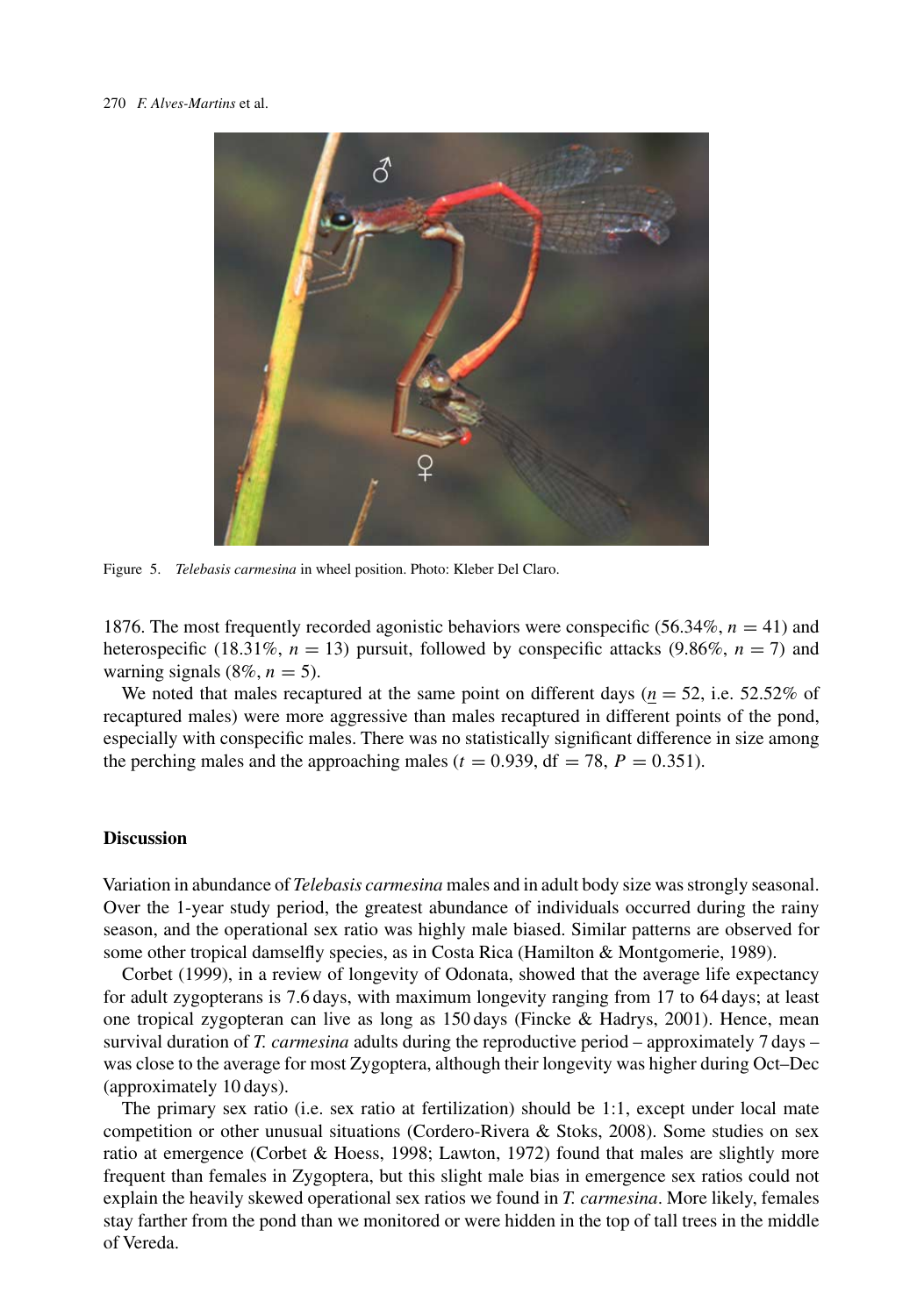Figure 5. *Telebasis carmesina* in wheel position. Photo: Kleber Del Claro.

1876. The most frequently recorded agonistic behaviors were conspecific (56.34%, $n = 41$) and heterospecific (18.31%, $n = 13$) pursuit, followed by conspecific attacks (9.86%, $n = 7$) and warning signals (8%, $n = 5$).

We noted that males recaptured at the same point on different days ($\underline{n} = 52$, i.e. 52.52% of recaptured males) were more aggressive than males recaptured in different points of the pond, especially with conspecific males. There was no statistically significant difference in size among the perching males and the approaching males ($t = 0.939$, df $= 78$, $P = 0.351$).

## Discussion

Variation in abundance of *Telebasis carmesina* males and in adult body size was strongly seasonal. Over the 1-year study period, the greatest abundance of individuals occurred during the rainy season, and the operational sex ratio was highly male biased. Similar patterns are observed for some other tropical damselfly species, as in Costa Rica (Hamilton & Montgomerie, 1989).

Corbet (1999), in a review of longevity of Odonata, showed that the average life expectancy for adult zygopterans is 7.6 days, with maximum longevity ranging from 17 to 64 days; at least one tropical zygopteran can live as long as 150 days (Fincke & Hadrys, 2001). Hence, mean survival duration of *T. carmesina* adults during the reproductive period – approximately 7 days – was close to the average for most Zygoptera, although their longevity was higher during Oct–Dec (approximately 10 days).

The primary sex ratio (i.e. sex ratio at fertilization) should be 1:1, except under local mate competition or other unusual situations (Cordero-Rivera & Stoks, 2008). Some studies on sex ratio at emergence (Corbet & Hoess, 1998; Lawton, 1972) found that males are slightly more frequent than females in Zygoptera, but this slight male bias in emergence sex ratios could not explain the heavily skewed operational sex ratios we found in *T. carmesina*. More likely, females stay farther from the pond than we monitored or were hidden in the top of tall trees in the middle of Vereda.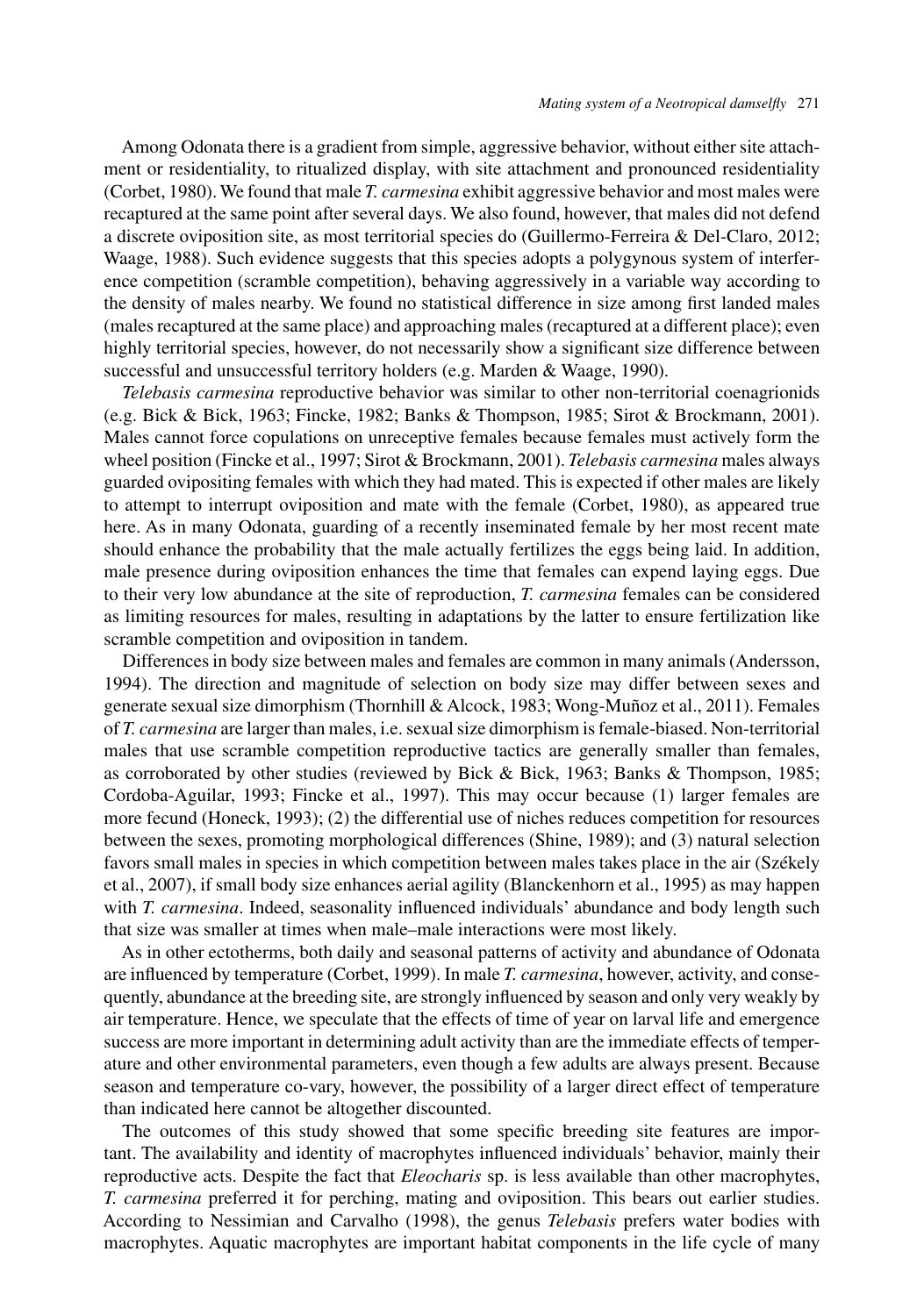Among Odonata there is a gradient from simple, aggressive behavior, without either site attachment or residentiality, to ritualized display, with site attachment and pronounced residentiality (Corbet, 1980). We found that male *T. carmesina* exhibit aggressive behavior and most males were recaptured at the same point after several days. We also found, however, that males did not defend a discrete oviposition site, as most territorial species do (Guillermo-Ferreira & Del-Claro, 2012; Waage, 1988). Such evidence suggests that this species adopts a polygynous system of interference competition (scramble competition), behaving aggressively in a variable way according to the density of males nearby. We found no statistical difference in size among first landed males (males recaptured at the same place) and approaching males (recaptured at a different place); even highly territorial species, however, do not necessarily show a significant size difference between successful and unsuccessful territory holders (e.g. Marden & Waage, 1990).

*Telebasis carmesina* reproductive behavior was similar to other non-territorial coenagrionids (e.g. Bick & Bick, 1963; Fincke, 1982; Banks & Thompson, 1985; Sirot & Brockmann, 2001). Males cannot force copulations on unreceptive females because females must actively form the wheel position (Fincke et al., 1997; Sirot & Brockmann, 2001). *Telebasis carmesina* males always guarded ovipositing females with which they had mated. This is expected if other males are likely to attempt to interrupt oviposition and mate with the female (Corbet, 1980), as appeared true here. As in many Odonata, guarding of a recently inseminated female by her most recent mate should enhance the probability that the male actually fertilizes the eggs being laid. In addition, male presence during oviposition enhances the time that females can expend laying eggs. Due to their very low abundance at the site of reproduction, *T. carmesina* females can be considered as limiting resources for males, resulting in adaptations by the latter to ensure fertilization like scramble competition and oviposition in tandem.

Differences in body size between males and females are common in many animals (Andersson, 1994). The direction and magnitude of selection on body size may differ between sexes and generate sexual size dimorphism (Thornhill & Alcock, 1983; Wong-Muñoz et al., 2011). Females of *T. carmesina* are larger than males, i.e. sexual size dimorphism is female-biased. Non-territorial males that use scramble competition reproductive tactics are generally smaller than females, as corroborated by other studies (reviewed by Bick & Bick, 1963; Banks & Thompson, 1985; Cordoba-Aguilar, 1993; Fincke et al., 1997). This may occur because (1) larger females are more fecund (Honeck, 1993); (2) the differential use of niches reduces competition for resources between the sexes, promoting morphological differences (Shine, 1989); and (3) natural selection favors small males in species in which competition between males takes place in the air (Székely et al., 2007), if small body size enhances aerial agility (Blanckenhorn et al., 1995) as may happen with *T. carmesina*. Indeed, seasonality influenced individuals' abundance and body length such that size was smaller at times when male–male interactions were most likely.

As in other ectotherms, both daily and seasonal patterns of activity and abundance of Odonata are influenced by temperature (Corbet, 1999). In male *T. carmesina*, however, activity, and consequently, abundance at the breeding site, are strongly influenced by season and only very weakly by air temperature. Hence, we speculate that the effects of time of year on larval life and emergence success are more important in determining adult activity than are the immediate effects of temperature and other environmental parameters, even though a few adults are always present. Because season and temperature co-vary, however, the possibility of a larger direct effect of temperature than indicated here cannot be altogether discounted.

The outcomes of this study showed that some specific breeding site features are important. The availability and identity of macrophytes influenced individuals' behavior, mainly their reproductive acts. Despite the fact that *Eleocharis* sp. is less available than other macrophytes, *T. carmesina* preferred it for perching, mating and oviposition. This bears out earlier studies. According to Nessimian and Carvalho (1998), the genus *Telebasis* prefers water bodies with macrophytes. Aquatic macrophytes are important habitat components in the life cycle of many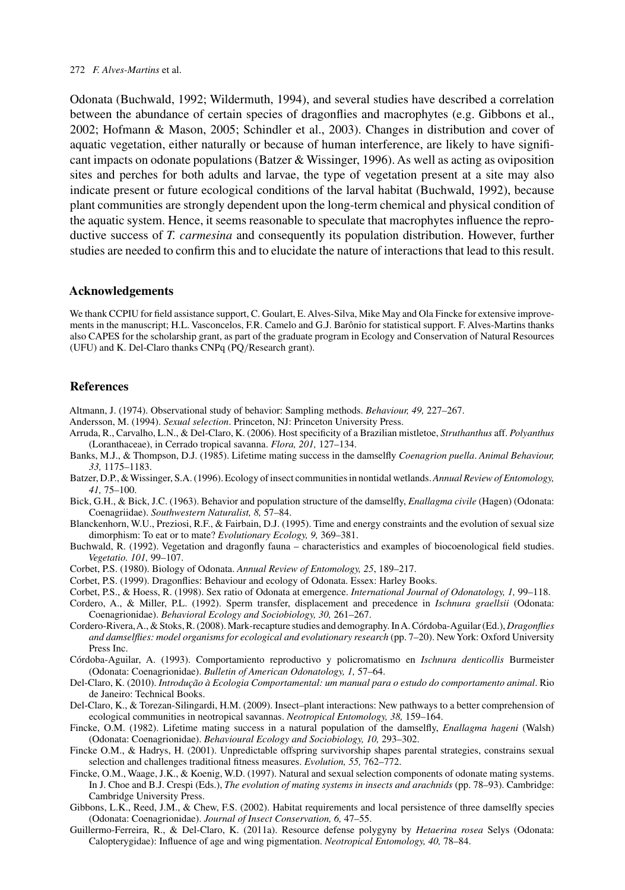Odonata (Buchwald, 1992; Wildermuth, 1994), and several studies have described a correlation between the abundance of certain species of dragonflies and macrophytes (e.g. Gibbons et al., 2002; Hofmann & Mason, 2005; Schindler et al., 2003). Changes in distribution and cover of aquatic vegetation, either naturally or because of human interference, are likely to have significant impacts on odonate populations (Batzer & Wissinger, 1996). As well as acting as oviposition sites and perches for both adults and larvae, the type of vegetation present at a site may also indicate present or future ecological conditions of the larval habitat (Buchwald, 1992), because plant communities are strongly dependent upon the long-term chemical and physical condition of the aquatic system. Hence, it seems reasonable to speculate that macrophytes influence the reproductive success of *T. carmesina* and consequently its population distribution. However, further studies are needed to confirm this and to elucidate the nature of interactions that lead to this result.

## Acknowledgements

We thank CCPIU for field assistance support, C. Goulart, E. Alves-Silva, Mike May and Ola Fincke for extensive improvements in the manuscript; H.L. Vasconcelos, F.R. Camelo and G.J. Barônio for statistical support. F. Alves-Martins thanks also CAPES for the scholarship grant, as part of the graduate program in Ecology and Conservation of Natural Resources (UFU) and K. Del-Claro thanks CNPq (PQ/Research grant).

## References

Altmann, J. (1974). Observational study of behavior: Sampling methods. *Behaviour, 49,* 227–267.

Andersson, M. (1994). *Sexual selection*. Princeton, NJ: Princeton University Press.

Arruda, R., Carvalho, L.N., & Del-Claro, K. (2006). Host specificity of a Brazilian mistletoe, *Struthanthus* aff. *Polyanthus* (Loranthaceae), in Cerrado tropical savanna. *Flora, 201,* 127–134.

Banks, M.J., & Thompson, D.J. (1985). Lifetime mating success in the damselfly *Coenagrion puella*. *Animal Behaviour, 33,* 1175–1183.

Batzer, D.P., & Wissinger, S.A. (1996). Ecology of insect communities in nontidal wetlands. *Annual Review of Entomology, 41,* 75–100.

Bick, G.H., & Bick, J.C. (1963). Behavior and population structure of the damselfly, *Enallagma civile* (Hagen) (Odonata: Coenagriidae). *Southwestern Naturalist, 8,* 57–84.

Blanckenhorn, W.U., Preziosi, R.F., & Fairbain, D.J. (1995). Time and energy constraints and the evolution of sexual size dimorphism: To eat or to mate? *Evolutionary Ecology, 9,* 369–381.

Buchwald, R. (1992). Vegetation and dragonfly fauna – characteristics and examples of biocoenological field studies. *Vegetatio. 101,* 99–107.

Corbet, P.S. (1980). Biology of Odonata. *Annual Review of Entomology, 25*, 189–217.

Corbet, P.S. (1999). Dragonflies: Behaviour and ecology of Odonata. Essex: Harley Books.

Corbet, P.S., & Hoess, R. (1998). Sex ratio of Odonata at emergence. *International Journal of Odonatology, 1,* 99–118.

Cordero, A., & Miller, P.L. (1992). Sperm transfer, displacement and precedence in *Ischnura graellsii* (Odonata: Coenagrionidae). *Behavioral Ecology and Sociobiology, 30,* 261–267.

Cordero-Rivera, A., & Stoks, R. (2008). Mark-recapture studies and demography. In A. Córdoba-Aguilar (Ed.), *Dragonflies and damselflies: model organisms for ecological and evolutionary research* (pp. 7–20). New York: Oxford University Press Inc.

Córdoba-Aguilar, A. (1993). Comportamiento reproductivo y policromatismo en *Ischnura denticollis* Burmeister (Odonata: Coenagrionidae). *Bulletin of American Odonatology, 1,* 57–64.

Del-Claro, K. (2010). *Introdução à Ecologia Comportamental: um manual para o estudo do comportamento animal*. Rio de Janeiro: Technical Books.

Del-Claro, K., & Torezan-Silingardi, H.M. (2009). Insect–plant interactions: New pathways to a better comprehension of ecological communities in neotropical savannas. *Neotropical Entomology, 38,* 159–164.

Fincke, O.M. (1982). Lifetime mating success in a natural population of the damselfly, *Enallagma hageni* (Walsh) (Odonata: Coenagrionidae). *Behavioural Ecology and Sociobiology, 10,* 293–302.

Fincke O.M., & Hadrys, H. (2001). Unpredictable offspring survivorship shapes parental strategies, constrains sexual selection and challenges traditional fitness measures. *Evolution, 55,* 762–772.

Fincke, O.M., Waage, J.K., & Koenig, W.D. (1997). Natural and sexual selection components of odonate mating systems. In J. Choe and B.J. Crespi (Eds.), *The evolution of mating systems in insects and arachnids* (pp. 78–93). Cambridge: Cambridge University Press.

Gibbons, L.K., Reed, J.M., & Chew, F.S. (2002). Habitat requirements and local persistence of three damselfly species (Odonata: Coenagrionidae). *Journal of Insect Conservation, 6,* 47–55.

Guillermo-Ferreira, R., & Del-Claro, K. (2011a). Resource defense polygyny by *Hetaerina rosea* Selys (Odonata: Calopterygidae): Influence of age and wing pigmentation. *Neotropical Entomology, 40,* 78–84.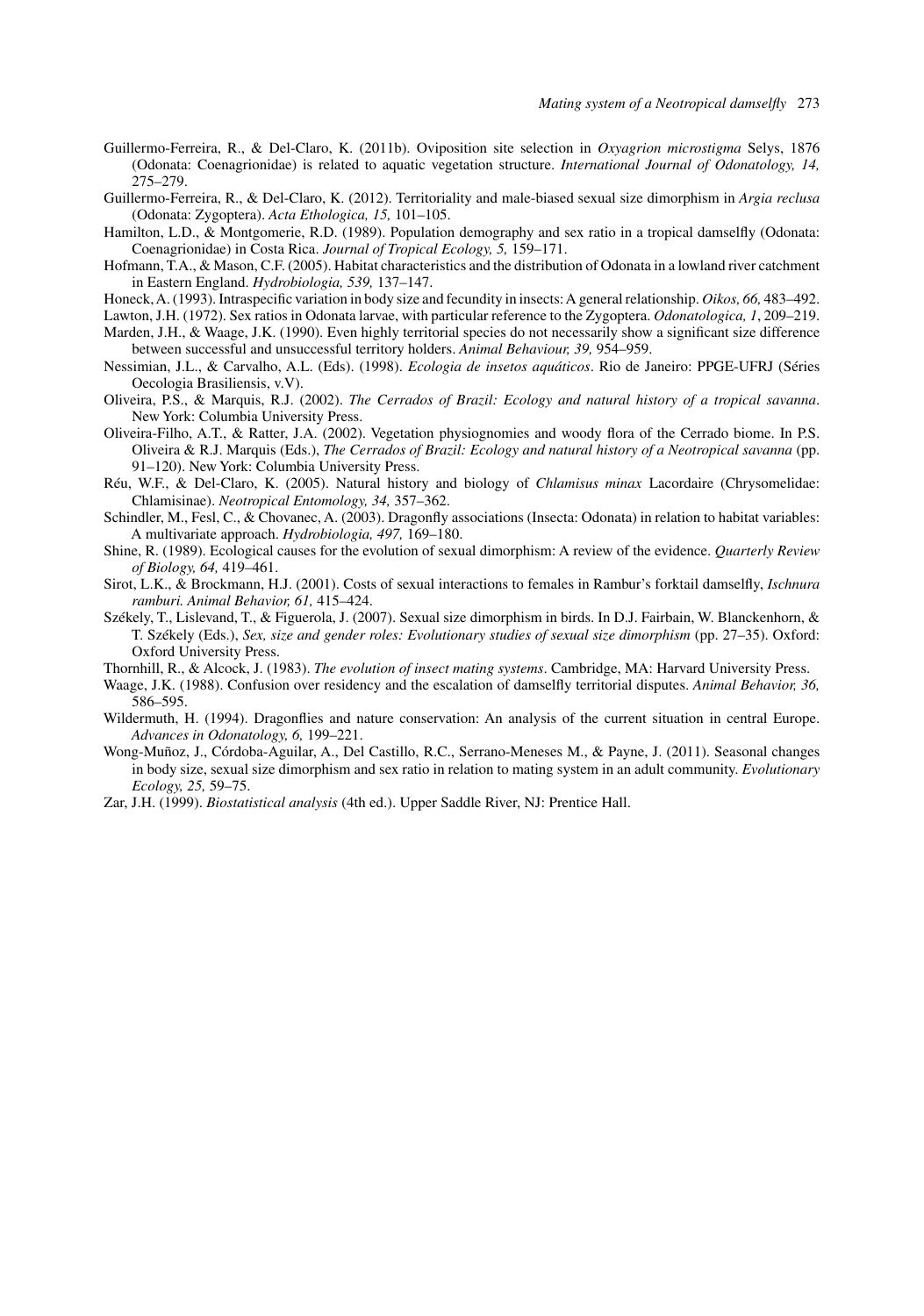Guillermo-Ferreira, R., & Del-Claro, K. (2011b). Oviposition site selection in *Oxyagrion microstigma* Selys, 1876 (Odonata: Coenagrionidae) is related to aquatic vegetation structure. *International Journal of Odonatology, 14,* 275–279.

Guillermo-Ferreira, R., & Del-Claro, K. (2012). Territoriality and male-biased sexual size dimorphism in *Argia reclusa* (Odonata: Zygoptera). *Acta Ethologica, 15,* 101–105.

Hamilton, L.D., & Montgomerie, R.D. (1989). Population demography and sex ratio in a tropical damselfly (Odonata: Coenagrionidae) in Costa Rica. *Journal of Tropical Ecology, 5,* 159–171.

Hofmann, T.A., & Mason, C.F. (2005). Habitat characteristics and the distribution of Odonata in a lowland river catchment in Eastern England. *Hydrobiologia, 539,* 137–147.

Honeck, A. (1993). Intraspecific variation in body size and fecundity in insects: A general relationship. *Oikos, 66,* 483–492.

Lawton, J.H. (1972). Sex ratios in Odonata larvae, with particular reference to the Zygoptera. *Odonatologica, 1*, 209–219.

Marden, J.H., & Waage, J.K. (1990). Even highly territorial species do not necessarily show a significant size difference between successful and unsuccessful territory holders. *Animal Behaviour, 39,* 954–959.

Nessimian, J.L., & Carvalho, A.L. (Eds). (1998). *Ecologia de insetos aquáticos*. Rio de Janeiro: PPGE-UFRJ (Séries Oecologia Brasiliensis, v.V).

Oliveira, P.S., & Marquis, R.J. (2002). *The Cerrados of Brazil: Ecology and natural history of a tropical savanna*. New York: Columbia University Press.

Oliveira-Filho, A.T., & Ratter, J.A. (2002). Vegetation physiognomies and woody flora of the Cerrado biome. In P.S. Oliveira & R.J. Marquis (Eds.), *The Cerrados of Brazil: Ecology and natural history of a Neotropical savanna* (pp. 91–120). New York: Columbia University Press.

Réu, W.F., & Del-Claro, K. (2005). Natural history and biology of *Chlamisus minax* Lacordaire (Chrysomelidae: Chlamisinae). *Neotropical Entomology, 34,* 357–362.

Schindler, M., Fesl, C., & Chovanec, A. (2003). Dragonfly associations (Insecta: Odonata) in relation to habitat variables: A multivariate approach. *Hydrobiologia, 497,* 169–180.

Shine, R. (1989). Ecological causes for the evolution of sexual dimorphism: A review of the evidence. *Quarterly Review of Biology, 64,* 419–461.

Sirot, L.K., & Brockmann, H.J. (2001). Costs of sexual interactions to females in Rambur's forktail damselfly, *Ischnura ramburi. Animal Behavior, 61,* 415–424.

Székely, T., Lislevand, T., & Figuerola, J. (2007). Sexual size dimorphism in birds. In D.J. Fairbain, W. Blanckenhorn, & T. Székely (Eds.), *Sex, size and gender roles: Evolutionary studies of sexual size dimorphism* (pp. 27–35). Oxford: Oxford University Press.

Thornhill, R., & Alcock, J. (1983). *The evolution of insect mating systems*. Cambridge, MA: Harvard University Press.

Waage, J.K. (1988). Confusion over residency and the escalation of damselfly territorial disputes. *Animal Behavior, 36,* 586–595.

Wildermuth, H. (1994). Dragonflies and nature conservation: An analysis of the current situation in central Europe. *Advances in Odonatology, 6,* 199–221.

Wong-Muñoz, J., Córdoba-Aguilar, A., Del Castillo, R.C., Serrano-Meneses M., & Payne, J. (2011). Seasonal changes in body size, sexual size dimorphism and sex ratio in relation to mating system in an adult community. *Evolutionary Ecology, 25,* 59–75.

Zar, J.H. (1999). *Biostatistical analysis* (4th ed.). Upper Saddle River, NJ: Prentice Hall.